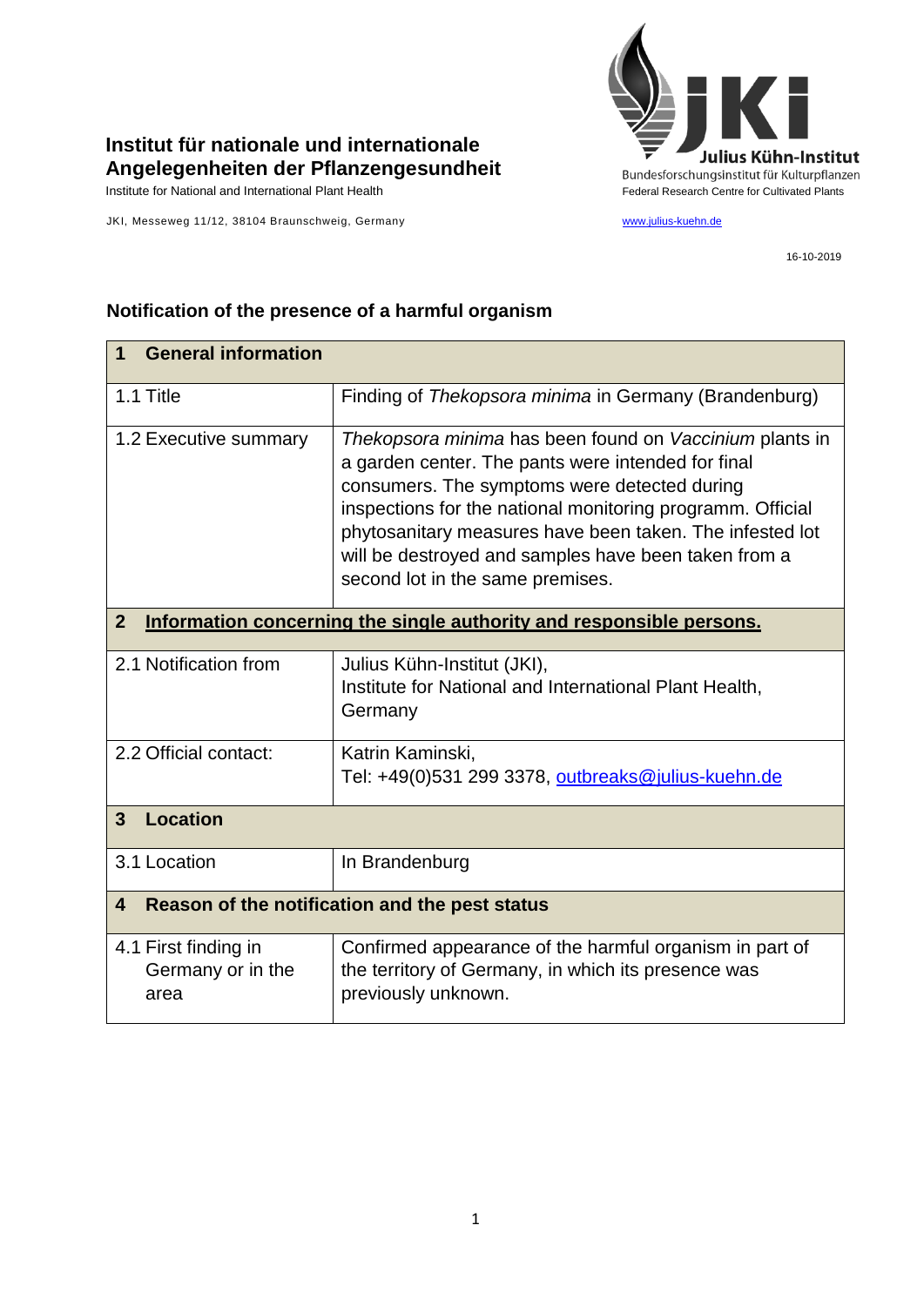**Institut für nationale und internationale Angelegenheiten der Pflanzengesundheit**
Institute for National and International Plant Health

JKI, Messeweg 11/12, 38104 Braunschweig, Germany

**Julius Kühn-Institut**
Bundesforschungsinstitut für Kulturpflanzen
Federal Research Centre for Cultivated Plants

www.julius-kuehn.de

16-10-2019

## Notification of the presence of a harmful organism

| **1 General information** | |
|---|---|
| 1.1 Title | Finding of *Thekopsora minima* in Germany (Brandenburg) |
| 1.2 Executive summary | *Thekopsora minima* has been found on *Vaccinium* plants in a garden center. The pants were intended for final consumers. The symptoms were detected during inspections for the national monitoring programm. Official phytosanitary measures have been taken. The infested lot will be destroyed and samples have been taken from a second lot in the same premises. |
| **2 Information concerning the single authority and responsible persons.** | |
| 2.1 Notification from | Julius Kühn-Institut (JKI), Institute for National and International Plant Health, Germany |
| 2.2 Official contact: | Katrin Kaminski, Tel: +49(0)531 299 3378, outbreaks@julius-kuehn.de |
| **3 Location** | |
| 3.1 Location | In Brandenburg |
| **4 Reason of the notification and the pest status** | |
| 4.1 First finding in Germany or in the area | Confirmed appearance of the harmful organism in part of the territory of Germany, in which its presence was previously unknown. |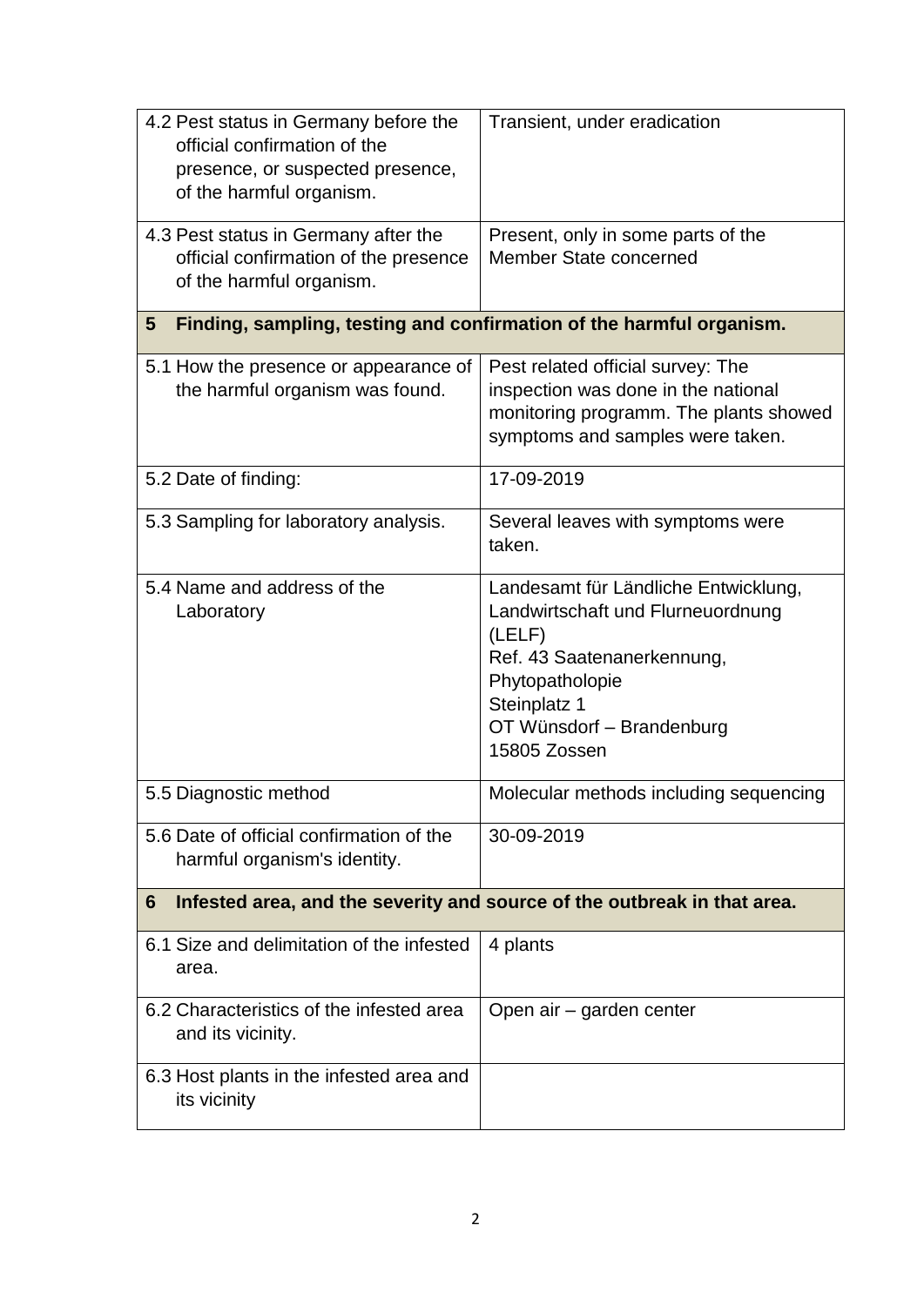| | |
|---|---|
| 4.2 Pest status in Germany before the official confirmation of the presence, or suspected presence, of the harmful organism. | Transient, under eradication |
| 4.3 Pest status in Germany after the official confirmation of the presence of the harmful organism. | Present, only in some parts of the Member State concerned |
| **5 Finding, sampling, testing and confirmation of the harmful organism.** | |
| 5.1 How the presence or appearance of the harmful organism was found. | Pest related official survey: The inspection was done in the national monitoring programm. The plants showed symptoms and samples were taken. |
| 5.2 Date of finding: | 17-09-2019 |
| 5.3 Sampling for laboratory analysis. | Several leaves with symptoms were taken. |
| 5.4 Name and address of the Laboratory | Landesamt für Ländliche Entwicklung, Landwirtschaft und Flurneuordnung (LELF)<br>Ref. 43 Saatenanerkennung, Phytopathologie<br>Steinplatz 1<br>OT Wünsdorf – Brandenburg<br>15805 Zossen |
| 5.5 Diagnostic method | Molecular methods including sequencing |
| 5.6 Date of official confirmation of the harmful organism's identity. | 30-09-2019 |
| **6 Infested area, and the severity and source of the outbreak in that area.** | |
| 6.1 Size and delimitation of the infested area. | 4 plants |
| 6.2 Characteristics of the infested area and its vicinity. | Open air – garden center |
| 6.3 Host plants in the infested area and its vicinity | |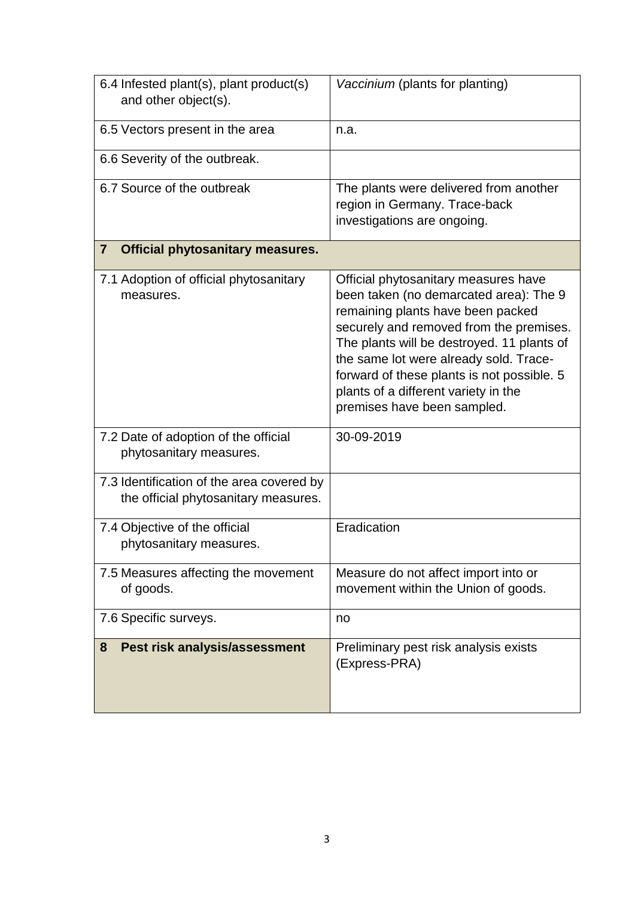| | |
|---|---|
| 6.4 Infested plant(s), plant product(s) and other object(s). | *Vaccinium* (plants for planting) |
| 6.5 Vectors present in the area | n.a. |
| 6.6 Severity of the outbreak. | |
| 6.7 Source of the outbreak | The plants were delivered from another region in Germany. Trace-back investigations are ongoing. |
| **7 Official phytosanitary measures.** | |
| 7.1 Adoption of official phytosanitary measures. | Official phytosanitary measures have been taken (no demarcated area): The 9 remaining plants have been packed securely and removed from the premises. The plants will be destroyed. 11 plants of the same lot were already sold. Trace-forward of these plants is not possible. 5 plants of a different variety in the premises have been sampled. |
| 7.2 Date of adoption of the official phytosanitary measures. | 30-09-2019 |
| 7.3 Identification of the area covered by the official phytosanitary measures. | |
| 7.4 Objective of the official phytosanitary measures. | Eradication |
| 7.5 Measures affecting the movement of goods. | Measure do not affect import into or movement within the Union of goods. |
| 7.6 Specific surveys. | no |
| **8 Pest risk analysis/assessment** | Preliminary pest risk analysis exists (Express-PRA) |